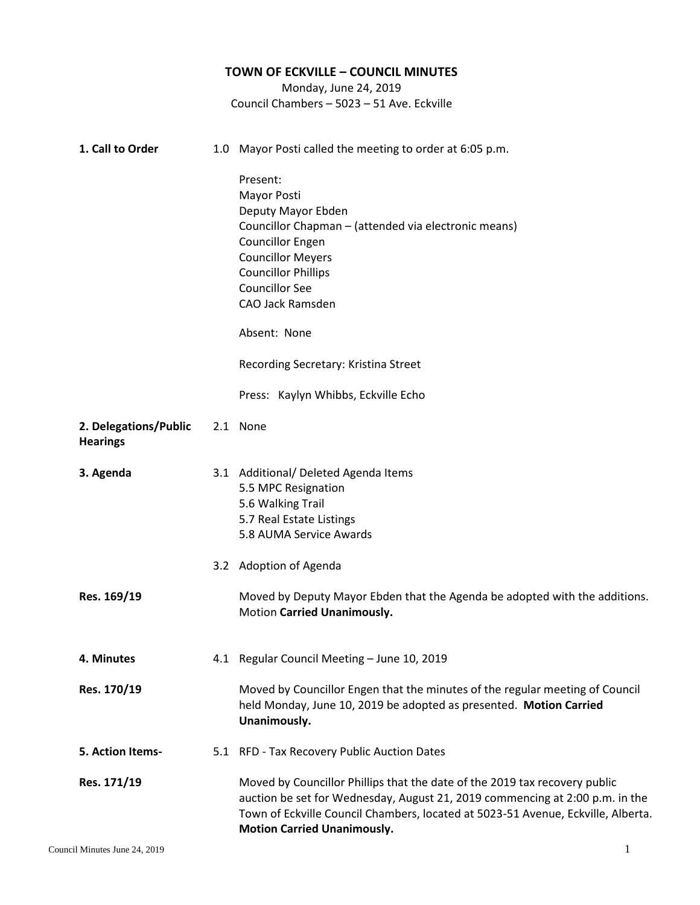# TOWN OF ECKVILLE – COUNCIL MINUTES

Monday, June 24, 2019
Council Chambers – 5023 – 51 Ave. Eckville

**1. Call to Order**

1.0 Mayor Posti called the meeting to order at 6:05 p.m.

Present:
Mayor Posti
Deputy Mayor Ebden
Councillor Chapman – (attended via electronic means)
Councillor Engen
Councillor Meyers
Councillor Phillips
Councillor See
CAO Jack Ramsden

Absent: None

Recording Secretary: Kristina Street

Press: Kaylyn Whibbs, Eckville Echo

**2. Delegations/Public Hearings**

2.1 None

**3. Agenda**

3.1 Additional/ Deleted Agenda Items
5.5 MPC Resignation
5.6 Walking Trail
5.7 Real Estate Listings
5.8 AUMA Service Awards

3.2 Adoption of Agenda

**Res. 169/19**

Moved by Deputy Mayor Ebden that the Agenda be adopted with the additions. Motion **Carried Unanimously.**

**4. Minutes**

4.1 Regular Council Meeting – June 10, 2019

**Res. 170/19**

Moved by Councillor Engen that the minutes of the regular meeting of Council held Monday, June 10, 2019 be adopted as presented. **Motion Carried Unanimously.**

**5. Action Items-**

5.1 RFD - Tax Recovery Public Auction Dates

**Res. 171/19**

Moved by Councillor Phillips that the date of the 2019 tax recovery public auction be set for Wednesday, August 21, 2019 commencing at 2:00 p.m. in the Town of Eckville Council Chambers, located at 5023-51 Avenue, Eckville, Alberta. **Motion Carried Unanimously.**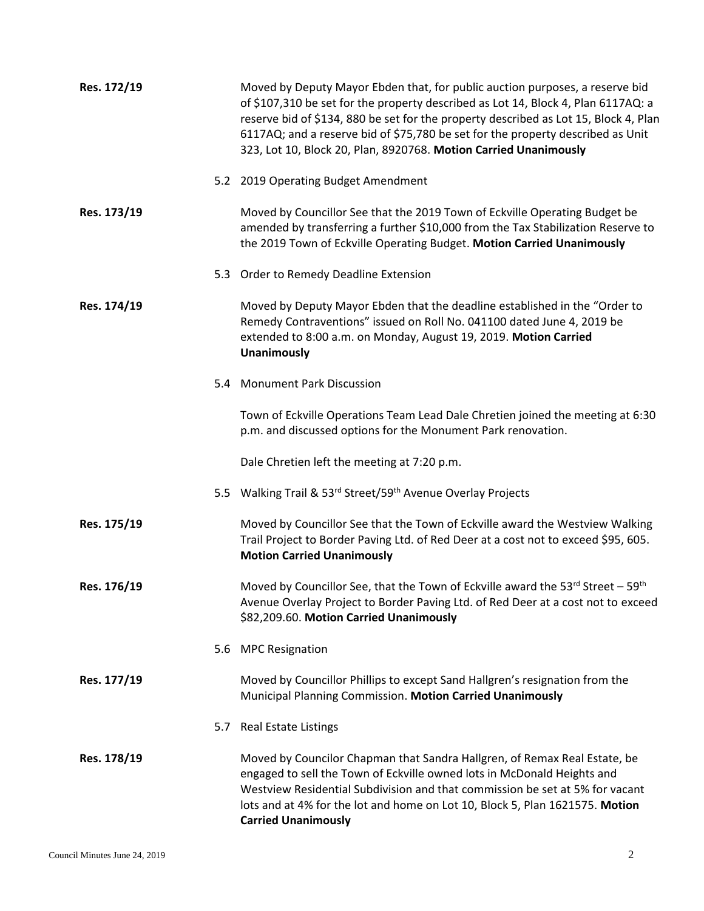**Res. 172/19** Moved by Deputy Mayor Ebden that, for public auction purposes, a reserve bid of $107,310 be set for the property described as Lot 14, Block 4, Plan 6117AQ: a reserve bid of $134, 880 be set for the property described as Lot 15, Block 4, Plan 6117AQ; and a reserve bid of $75,780 be set for the property described as Unit 323, Lot 10, Block 20, Plan, 8920768. **Motion Carried Unanimously**

5.2 2019 Operating Budget Amendment

**Res. 173/19** Moved by Councillor See that the 2019 Town of Eckville Operating Budget be amended by transferring a further $10,000 from the Tax Stabilization Reserve to the 2019 Town of Eckville Operating Budget. **Motion Carried Unanimously**

5.3 Order to Remedy Deadline Extension

**Res. 174/19** Moved by Deputy Mayor Ebden that the deadline established in the "Order to Remedy Contraventions" issued on Roll No. 041100 dated June 4, 2019 be extended to 8:00 a.m. on Monday, August 19, 2019. **Motion Carried Unanimously**

5.4 Monument Park Discussion

Town of Eckville Operations Team Lead Dale Chretien joined the meeting at 6:30 p.m. and discussed options for the Monument Park renovation.

Dale Chretien left the meeting at 7:20 p.m.

5.5 Walking Trail & 53rd Street/59th Avenue Overlay Projects

**Res. 175/19** Moved by Councillor See that the Town of Eckville award the Westview Walking Trail Project to Border Paving Ltd. of Red Deer at a cost not to exceed $95, 605. **Motion Carried Unanimously**

**Res. 176/19** Moved by Councillor See, that the Town of Eckville award the 53rd Street – 59th Avenue Overlay Project to Border Paving Ltd. of Red Deer at a cost not to exceed $82,209.60. **Motion Carried Unanimously**

5.6 MPC Resignation

**Res. 177/19** Moved by Councillor Phillips to except Sand Hallgren's resignation from the Municipal Planning Commission. **Motion Carried Unanimously**

5.7 Real Estate Listings

**Res. 178/19** Moved by Councilor Chapman that Sandra Hallgren, of Remax Real Estate, be engaged to sell the Town of Eckville owned lots in McDonald Heights and Westview Residential Subdivision and that commission be set at 5% for vacant lots and at 4% for the lot and home on Lot 10, Block 5, Plan 1621575. **Motion Carried Unanimously**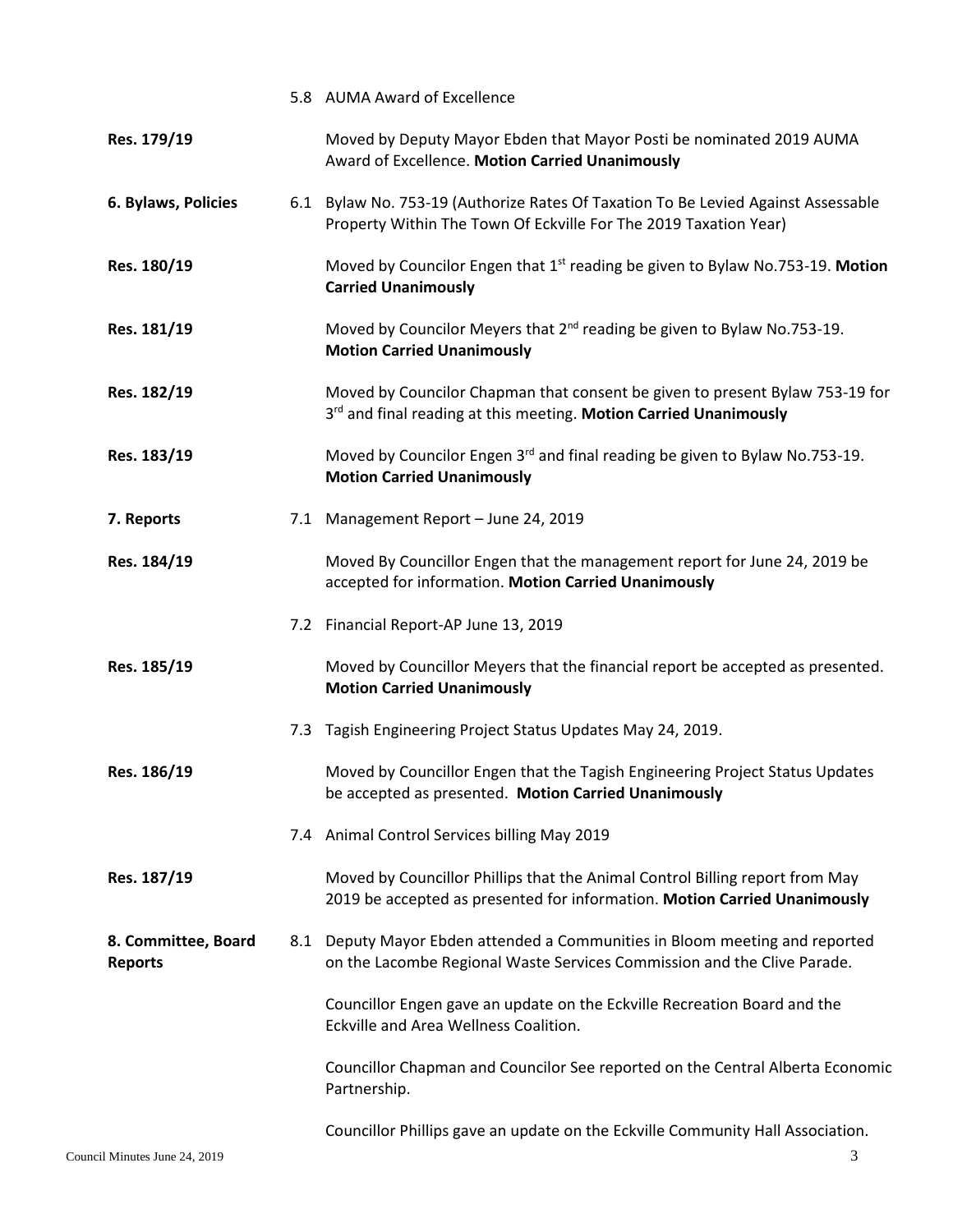| | | |
|---|---|---|
| | 5.8 | AUMA Award of Excellence |
| **Res. 179/19** | | Moved by Deputy Mayor Ebden that Mayor Posti be nominated 2019 AUMA Award of Excellence. **Motion Carried Unanimously** |
| **6. Bylaws, Policies** | 6.1 | Bylaw No. 753-19 (Authorize Rates Of Taxation To Be Levied Against Assessable Property Within The Town Of Eckville For The 2019 Taxation Year) |
| **Res. 180/19** | | Moved by Councilor Engen that 1st reading be given to Bylaw No.753-19. **Motion Carried Unanimously** |
| **Res. 181/19** | | Moved by Councilor Meyers that 2nd reading be given to Bylaw No.753-19. **Motion Carried Unanimously** |
| **Res. 182/19** | | Moved by Councilor Chapman that consent be given to present Bylaw 753-19 for 3rd and final reading at this meeting. **Motion Carried Unanimously** |
| **Res. 183/19** | | Moved by Councilor Engen 3rd and final reading be given to Bylaw No.753-19. **Motion Carried Unanimously** |
| **7. Reports** | 7.1 | Management Report – June 24, 2019 |
| **Res. 184/19** | | Moved By Councillor Engen that the management report for June 24, 2019 be accepted for information. **Motion Carried Unanimously** |
| | 7.2 | Financial Report-AP June 13, 2019 |
| **Res. 185/19** | | Moved by Councillor Meyers that the financial report be accepted as presented. **Motion Carried Unanimously** |
| | 7.3 | Tagish Engineering Project Status Updates May 24, 2019. |
| **Res. 186/19** | | Moved by Councillor Engen that the Tagish Engineering Project Status Updates be accepted as presented. **Motion Carried Unanimously** |
| | 7.4 | Animal Control Services billing May 2019 |
| **Res. 187/19** | | Moved by Councillor Phillips that the Animal Control Billing report from May 2019 be accepted as presented for information. **Motion Carried Unanimously** |
| **8. Committee, Board Reports** | 8.1 | Deputy Mayor Ebden attended a Communities in Bloom meeting and reported on the Lacombe Regional Waste Services Commission and the Clive Parade. |
| | | Councillor Engen gave an update on the Eckville Recreation Board and the Eckville and Area Wellness Coalition. |
| | | Councillor Chapman and Councilor See reported on the Central Alberta Economic Partnership. |
| | | Councillor Phillips gave an update on the Eckville Community Hall Association. |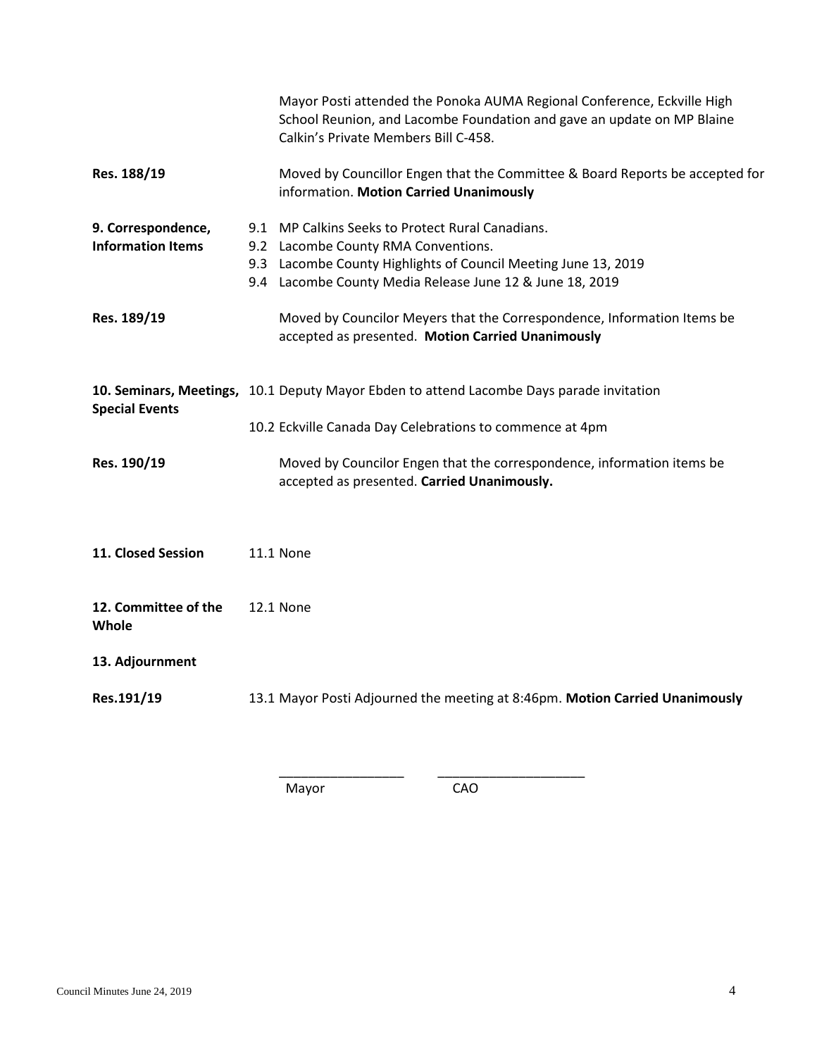Mayor Posti attended the Ponoka AUMA Regional Conference, Eckville High School Reunion, and Lacombe Foundation and gave an update on MP Blaine Calkin's Private Members Bill C-458.

**Res. 188/19** Moved by Councillor Engen that the Committee & Board Reports be accepted for information. **Motion Carried Unanimously**

**9. Correspondence, Information Items**

- 9.1 MP Calkins Seeks to Protect Rural Canadians.
- 9.2 Lacombe County RMA Conventions.
- 9.3 Lacombe County Highlights of Council Meeting June 13, 2019
- 9.4 Lacombe County Media Release June 12 & June 18, 2019

**Res. 189/19** Moved by Councilor Meyers that the Correspondence, Information Items be accepted as presented. **Motion Carried Unanimously**

**10. Seminars, Meetings, Special Events**

10.1 Deputy Mayor Ebden to attend Lacombe Days parade invitation

10.2 Eckville Canada Day Celebrations to commence at 4pm

**Res. 190/19** Moved by Councilor Engen that the correspondence, information items be accepted as presented. **Carried Unanimously.**

**11. Closed Session** 11.1 None

**12. Committee of the Whole** 12.1 None

**13. Adjournment**

**Res.191/19** 13.1 Mayor Posti Adjourned the meeting at 8:46pm. **Motion Carried Unanimously**

\_\_\_\_\_\_\_\_\_\_\_\_\_\_\_\_\_\_ \_\_\_\_\_\_\_\_\_\_\_\_\_\_\_\_\_\_\_\_\_

Mayor CAO